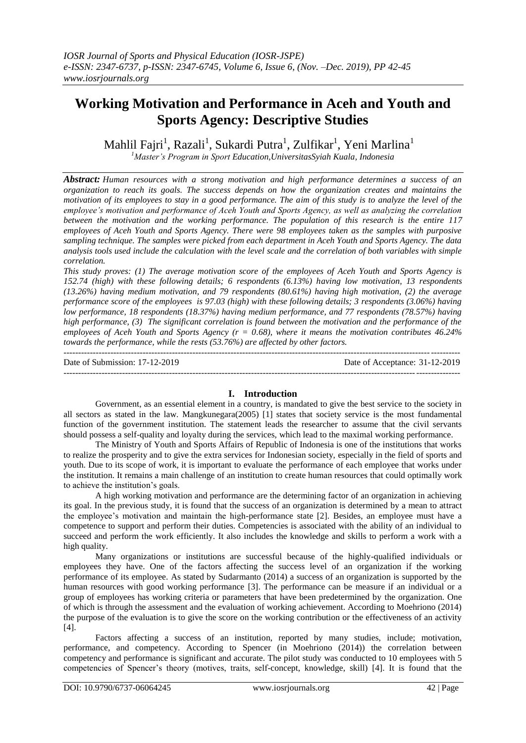# Working Motivation and Performance in Aceh and Youth and Sports Agency: Descriptive Studies

Mahlil Fajri[1], Razali[1], Sukardi Putra[1], Zulfikar[1], Yeni Marlina[1]

[1]*Master's Program in Sport Education,UniversitasSyiah Kuala, Indonesia*

***Abstract:*** *Human resources with a strong motivation and high performance determines a success of an organization to reach its goals. The success depends on how the organization creates and maintains the motivation of its employees to stay in a good performance. The aim of this study is to analyze the level of the employee's motivation and performance of Aceh Youth and Sports Agency, as well as analyzing the correlation between the motivation and the working performance. The population of this research is the entire 117 employees of Aceh Youth and Sports Agency. There were 98 employees taken as the samples with purposive sampling technique. The samples were picked from each department in Aceh Youth and Sports Agency. The data analysis tools used include the calculation with the level scale and the correlation of both variables with simple correlation.*

*This study proves: (1) The average motivation score of the employees of Aceh Youth and Sports Agency is 152.74 (high) with these following details; 6 respondents (6.13%) having low motivation, 13 respondents (13.26%) having medium motivation, and 79 respondents (80.61%) having high motivation, (2) the average performance score of the employees is 97.03 (high) with these following details; 3 respondents (3.06%) having low performance, 18 respondents (18.37%) having medium performance, and 77 respondents (78.57%) having high performance, (3) The significant correlation is found between the motivation and the performance of the employees of Aceh Youth and Sports Agency (r = 0.68), where it means the motivation contributes 46.24% towards the performance, while the rests (53.76%) are affected by other factors.*

Date of Submission: 17-12-2019 | Date of Acceptance: 31-12-2019

## I. Introduction

Government, as an essential element in a country, is mandated to give the best service to the society in all sectors as stated in the law. Mangkunegara(2005) [1] states that society service is the most fundamental function of the government institution. The statement leads the researcher to assume that the civil servants should possess a self-quality and loyalty during the services, which lead to the maximal working performance.

The Ministry of Youth and Sports Affairs of Republic of Indonesia is one of the institutions that works to realize the prosperity and to give the extra services for Indonesian society, especially in the field of sports and youth. Due to its scope of work, it is important to evaluate the performance of each employee that works under the institution. It remains a main challenge of an institution to create human resources that could optimally work to achieve the institution's goals.

A high working motivation and performance are the determining factor of an organization in achieving its goal. In the previous study, it is found that the success of an organization is determined by a mean to attract the employee's motivation and maintain the high-performance state [2]. Besides, an employee must have a competence to support and perform their duties. Competencies is associated with the ability of an individual to succeed and perform the work efficiently. It also includes the knowledge and skills to perform a work with a high quality.

Many organizations or institutions are successful because of the highly-qualified individuals or employees they have. One of the factors affecting the success level of an organization if the working performance of its employee. As stated by Sudarmanto (2014) a success of an organization is supported by the human resources with good working performance [3]. The performance can be measure if an individual or a group of employees has working criteria or parameters that have been predetermined by the organization. One of which is through the assessment and the evaluation of working achievement. According to Moehriono (2014) the purpose of the evaluation is to give the score on the working contribution or the effectiveness of an activity [4].

Factors affecting a success of an institution, reported by many studies, include; motivation, performance, and competency. According to Spencer (in Moehriono (2014)) the correlation between competency and performance is significant and accurate. The pilot study was conducted to 10 employees with 5 competencies of Spencer's theory (motives, traits, self-concept, knowledge, skill) [4]. It is found that the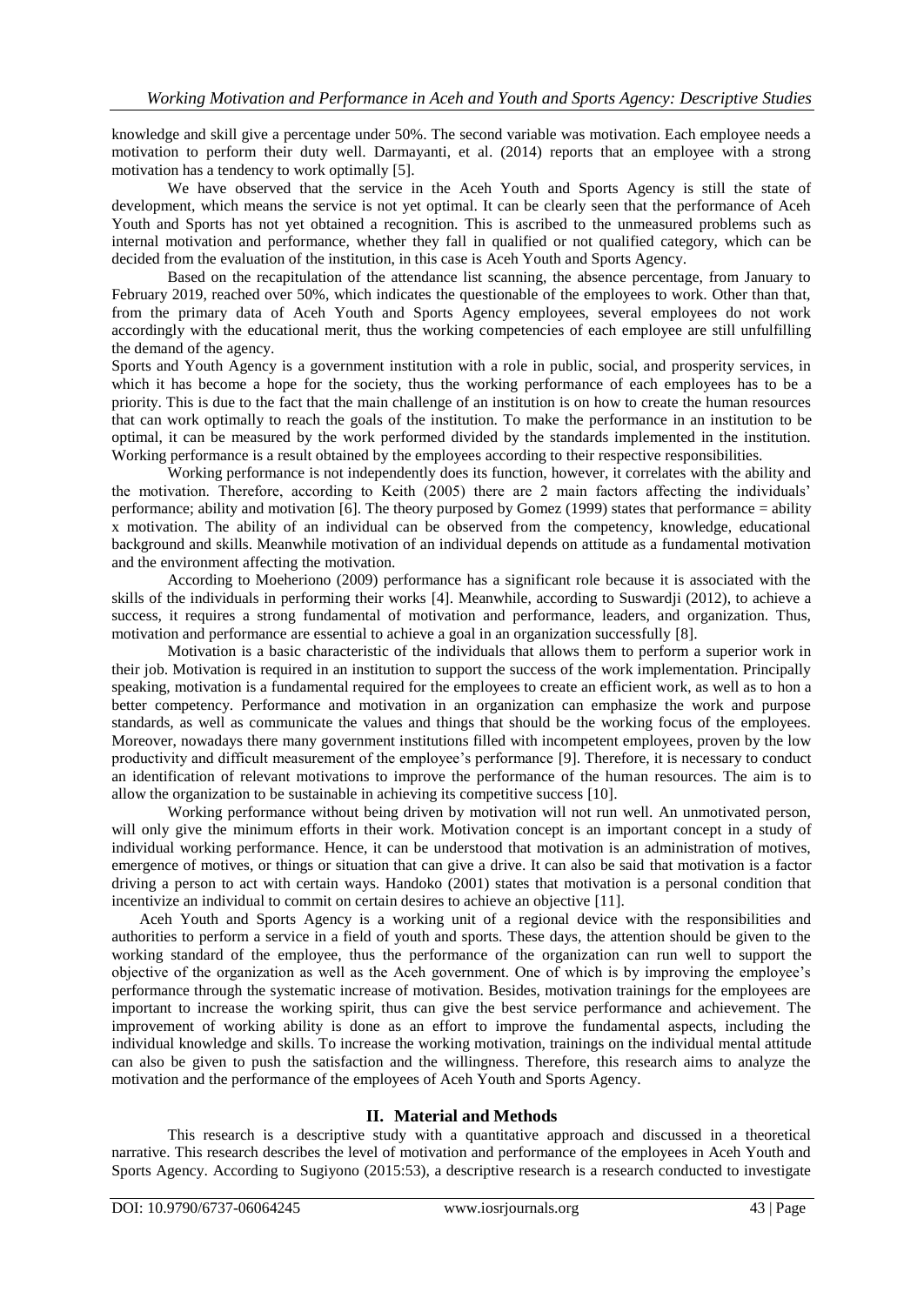knowledge and skill give a percentage under 50%. The second variable was motivation. Each employee needs a motivation to perform their duty well. Darmayanti, et al. (2014) reports that an employee with a strong motivation has a tendency to work optimally [5].

We have observed that the service in the Aceh Youth and Sports Agency is still the state of development, which means the service is not yet optimal. It can be clearly seen that the performance of Aceh Youth and Sports has not yet obtained a recognition. This is ascribed to the unmeasured problems such as internal motivation and performance, whether they fall in qualified or not qualified category, which can be decided from the evaluation of the institution, in this case is Aceh Youth and Sports Agency.

Based on the recapitulation of the attendance list scanning, the absence percentage, from January to February 2019, reached over 50%, which indicates the questionable of the employees to work. Other than that, from the primary data of Aceh Youth and Sports Agency employees, several employees do not work accordingly with the educational merit, thus the working competencies of each employee are still unfulfilling the demand of the agency.

Sports and Youth Agency is a government institution with a role in public, social, and prosperity services, in which it has become a hope for the society, thus the working performance of each employees has to be a priority. This is due to the fact that the main challenge of an institution is on how to create the human resources that can work optimally to reach the goals of the institution. To make the performance in an institution to be optimal, it can be measured by the work performed divided by the standards implemented in the institution. Working performance is a result obtained by the employees according to their respective responsibilities.

Working performance is not independently does its function, however, it correlates with the ability and the motivation. Therefore, according to Keith (2005) there are 2 main factors affecting the individuals' performance; ability and motivation [6]. The theory purposed by Gomez (1999) states that performance = ability x motivation. The ability of an individual can be observed from the competency, knowledge, educational background and skills. Meanwhile motivation of an individual depends on attitude as a fundamental motivation and the environment affecting the motivation.

According to Moeheriono (2009) performance has a significant role because it is associated with the skills of the individuals in performing their works [4]. Meanwhile, according to Suswardji (2012), to achieve a success, it requires a strong fundamental of motivation and performance, leaders, and organization. Thus, motivation and performance are essential to achieve a goal in an organization successfully [8].

Motivation is a basic characteristic of the individuals that allows them to perform a superior work in their job. Motivation is required in an institution to support the success of the work implementation. Principally speaking, motivation is a fundamental required for the employees to create an efficient work, as well as to hon a better competency. Performance and motivation in an organization can emphasize the work and purpose standards, as well as communicate the values and things that should be the working focus of the employees. Moreover, nowadays there many government institutions filled with incompetent employees, proven by the low productivity and difficult measurement of the employee's performance [9]. Therefore, it is necessary to conduct an identification of relevant motivations to improve the performance of the human resources. The aim is to allow the organization to be sustainable in achieving its competitive success [10].

Working performance without being driven by motivation will not run well. An unmotivated person, will only give the minimum efforts in their work. Motivation concept is an important concept in a study of individual working performance. Hence, it can be understood that motivation is an administration of motives, emergence of motives, or things or situation that can give a drive. It can also be said that motivation is a factor driving a person to act with certain ways. Handoko (2001) states that motivation is a personal condition that incentivize an individual to commit on certain desires to achieve an objective [11].

Aceh Youth and Sports Agency is a working unit of a regional device with the responsibilities and authorities to perform a service in a field of youth and sports. These days, the attention should be given to the working standard of the employee, thus the performance of the organization can run well to support the objective of the organization as well as the Aceh government. One of which is by improving the employee's performance through the systematic increase of motivation. Besides, motivation trainings for the employees are important to increase the working spirit, thus can give the best service performance and achievement. The improvement of working ability is done as an effort to improve the fundamental aspects, including the individual knowledge and skills. To increase the working motivation, trainings on the individual mental attitude can also be given to push the satisfaction and the willingness. Therefore, this research aims to analyze the motivation and the performance of the employees of Aceh Youth and Sports Agency.

## II. Material and Methods

This research is a descriptive study with a quantitative approach and discussed in a theoretical narrative. This research describes the level of motivation and performance of the employees in Aceh Youth and Sports Agency. According to Sugiyono (2015:53), a descriptive research is a research conducted to investigate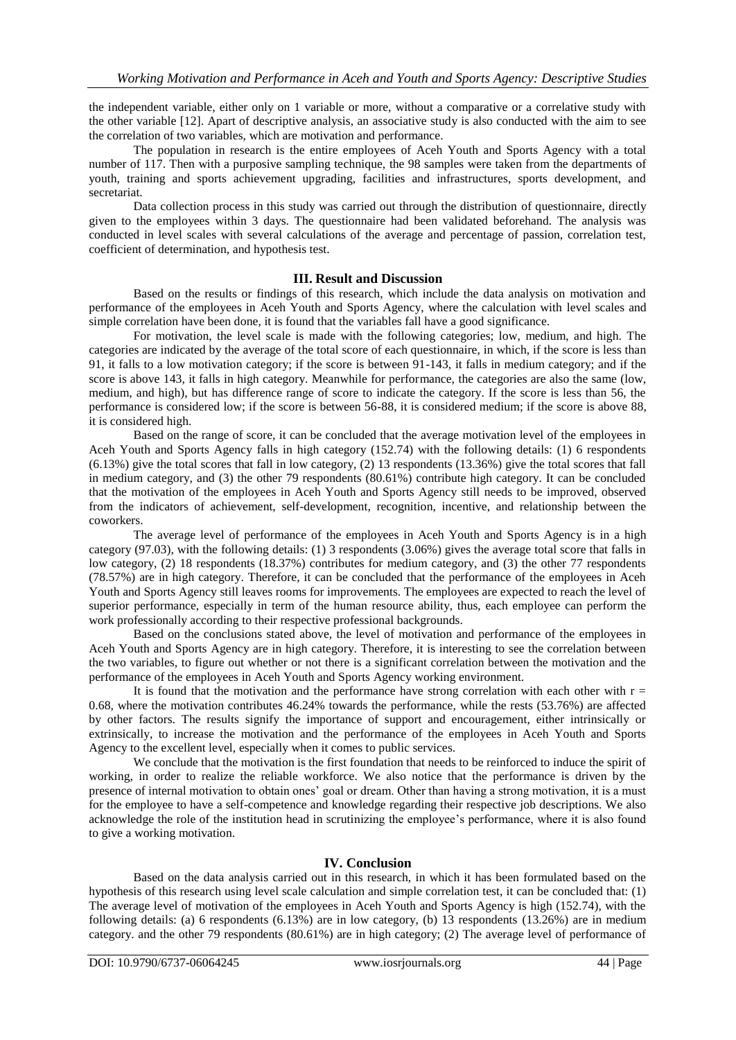the independent variable, either only on 1 variable or more, without a comparative or a correlative study with the other variable [12]. Apart of descriptive analysis, an associative study is also conducted with the aim to see the correlation of two variables, which are motivation and performance.

The population in research is the entire employees of Aceh Youth and Sports Agency with a total number of 117. Then with a purposive sampling technique, the 98 samples were taken from the departments of youth, training and sports achievement upgrading, facilities and infrastructures, sports development, and secretariat.

Data collection process in this study was carried out through the distribution of questionnaire, directly given to the employees within 3 days. The questionnaire had been validated beforehand. The analysis was conducted in level scales with several calculations of the average and percentage of passion, correlation test, coefficient of determination, and hypothesis test.

## III. Result and Discussion

Based on the results or findings of this research, which include the data analysis on motivation and performance of the employees in Aceh Youth and Sports Agency, where the calculation with level scales and simple correlation have been done, it is found that the variables fall have a good significance.

For motivation, the level scale is made with the following categories; low, medium, and high. The categories are indicated by the average of the total score of each questionnaire, in which, if the score is less than 91, it falls to a low motivation category; if the score is between 91-143, it falls in medium category; and if the score is above 143, it falls in high category. Meanwhile for performance, the categories are also the same (low, medium, and high), but has difference range of score to indicate the category. If the score is less than 56, the performance is considered low; if the score is between 56-88, it is considered medium; if the score is above 88, it is considered high.

Based on the range of score, it can be concluded that the average motivation level of the employees in Aceh Youth and Sports Agency falls in high category (152.74) with the following details: (1) 6 respondents (6.13%) give the total scores that fall in low category, (2) 13 respondents (13.36%) give the total scores that fall in medium category, and (3) the other 79 respondents (80.61%) contribute high category. It can be concluded that the motivation of the employees in Aceh Youth and Sports Agency still needs to be improved, observed from the indicators of achievement, self-development, recognition, incentive, and relationship between the coworkers.

The average level of performance of the employees in Aceh Youth and Sports Agency is in a high category (97.03), with the following details: (1) 3 respondents (3.06%) gives the average total score that falls in low category, (2) 18 respondents (18.37%) contributes for medium category, and (3) the other 77 respondents (78.57%) are in high category. Therefore, it can be concluded that the performance of the employees in Aceh Youth and Sports Agency still leaves rooms for improvements. The employees are expected to reach the level of superior performance, especially in term of the human resource ability, thus, each employee can perform the work professionally according to their respective professional backgrounds.

Based on the conclusions stated above, the level of motivation and performance of the employees in Aceh Youth and Sports Agency are in high category. Therefore, it is interesting to see the correlation between the two variables, to figure out whether or not there is a significant correlation between the motivation and the performance of the employees in Aceh Youth and Sports Agency working environment.

It is found that the motivation and the performance have strong correlation with each other with $r = 0.68$, where the motivation contributes 46.24% towards the performance, while the rests (53.76%) are affected by other factors. The results signify the importance of support and encouragement, either intrinsically or extrinsically, to increase the motivation and the performance of the employees in Aceh Youth and Sports Agency to the excellent level, especially when it comes to public services.

We conclude that the motivation is the first foundation that needs to be reinforced to induce the spirit of working, in order to realize the reliable workforce. We also notice that the performance is driven by the presence of internal motivation to obtain ones' goal or dream. Other than having a strong motivation, it is a must for the employee to have a self-competence and knowledge regarding their respective job descriptions. We also acknowledge the role of the institution head in scrutinizing the employee's performance, where it is also found to give a working motivation.

## IV. Conclusion

Based on the data analysis carried out in this research, in which it has been formulated based on the hypothesis of this research using level scale calculation and simple correlation test, it can be concluded that: (1) The average level of motivation of the employees in Aceh Youth and Sports Agency is high (152.74), with the following details: (a) 6 respondents (6.13%) are in low category, (b) 13 respondents (13.26%) are in medium category. and the other 79 respondents (80.61%) are in high category; (2) The average level of performance of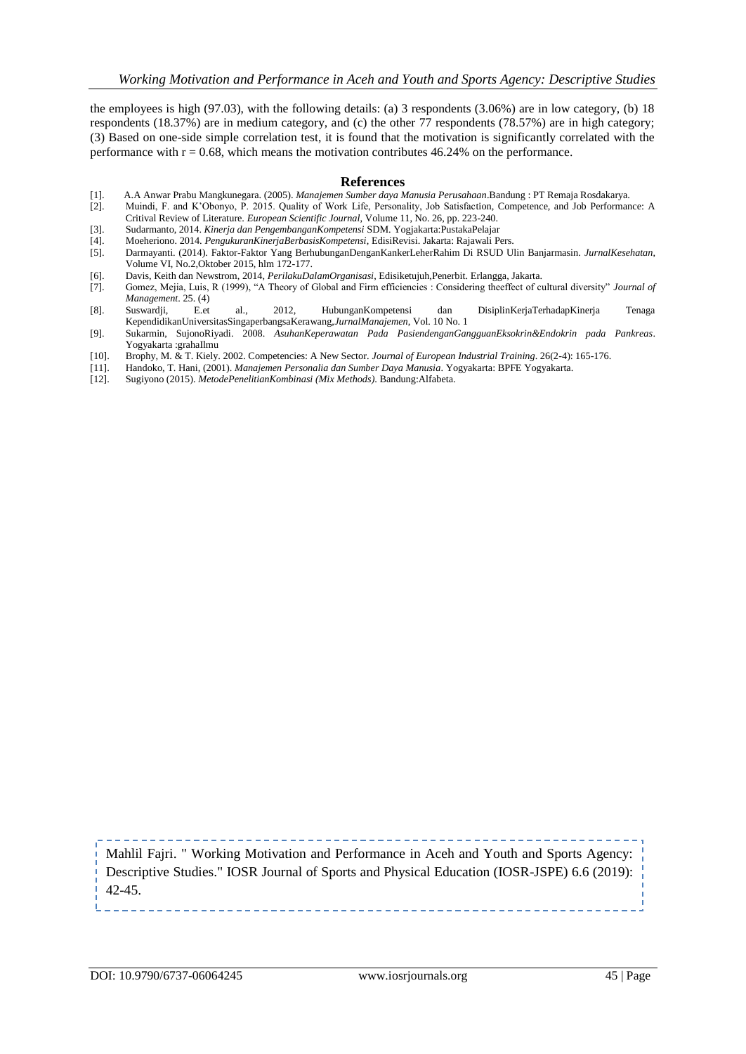the employees is high (97.03), with the following details: (a) 3 respondents (3.06%) are in low category, (b) 18 respondents (18.37%) are in medium category, and (c) the other 77 respondents (78.57%) are in high category; (3) Based on one-side simple correlation test, it is found that the motivation is significantly correlated with the performance with r = 0.68, which means the motivation contributes 46.24% on the performance.

## References

[1]. A.A Anwar Prabu Mangkunegara. (2005). *Manajemen Sumber daya Manusia Perusahaan*.Bandung : PT Remaja Rosdakarya.

[2]. Muindi, F. and K'Obonyo, P. 2015. Quality of Work Life, Personality, Job Satisfaction, Competence, and Job Performance: A Critival Review of Literature. *European Scientific Journal*, Volume 11, No. 26, pp. 223-240.

[3]. Sudarmanto, 2014. *Kinerja dan PengembanganKompetensi* SDM. Yogjakarta:PustakaPelajar

[4]. Moeheriono. 2014. *PengukuranKinerjaBerbasisKompetensi*, EdisiRevisi. Jakarta: Rajawali Pers.

[5]. Darmayanti. (2014). Faktor-Faktor Yang BerhubunganDenganKankerLeherRahim Di RSUD Ulin Banjarmasin. *JurnalKesehatan*, Volume VI, No.2,Oktober 2015, hlm 172-177.

[6]. Davis, Keith dan Newstrom, 2014, *PerilakuDalamOrganisasi*, Edisiketujuh,Penerbit. Erlangga, Jakarta.

[7]. Gomez, Mejia, Luis, R (1999), "A Theory of Global and Firm efficiencies : Considering theeffect of cultural diversity" *Journal of Management*. 25. (4)

[8]. Suswardji, E.et al., 2012, HubunganKompetensi dan DisiplinKerjaTerhadapKinerja Tenaga KependidikanUniversitasSingaperbangsaKerawang,*JurnalManajemen*, Vol. 10 No. 1

[9]. Sukarmin, SujonoRiyadi. 2008. *AsuhanKeperawatan Pada PasiendenganGangguanEksokrin&Endokrin pada Pankreas*. Yogyakarta :grahaIlmu

[10]. Brophy, M. & T. Kiely. 2002. Competencies: A New Sector. *Journal of European Industrial Training*. 26(2-4): 165-176.

[11]. Handoko, T. Hani, (2001). *Manajemen Personalia dan Sumber Daya Manusia*. Yogyakarta: BPFE Yogyakarta.

[12]. Sugiyono (2015). *MetodePenelitianKombinasi (Mix Methods)*. Bandung:Alfabeta.

Mahlil Fajri. " Working Motivation and Performance in Aceh and Youth and Sports Agency: Descriptive Studies." IOSR Journal of Sports and Physical Education (IOSR-JSPE) 6.6 (2019): 42-45.